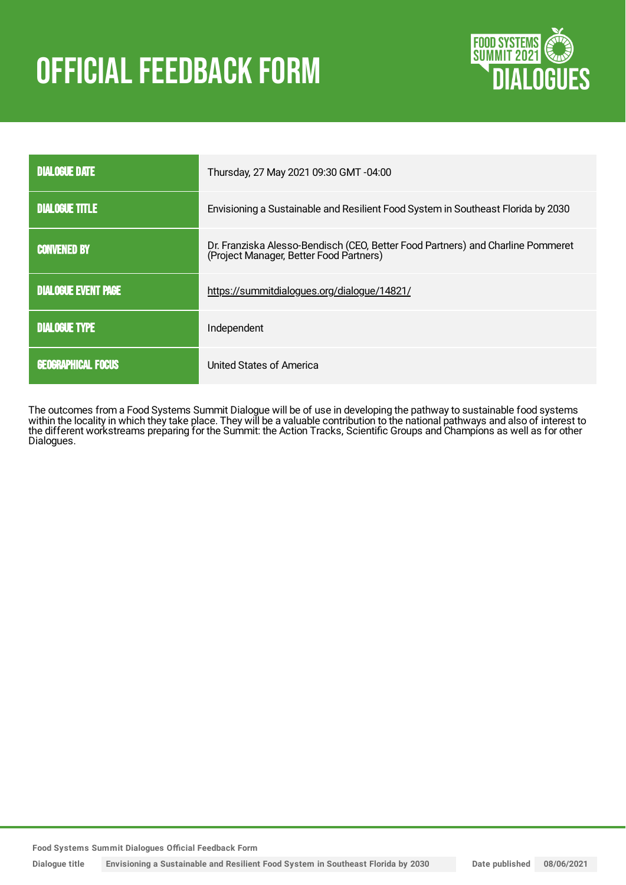# OFFICIAL FEEDBACK FORM

FOOD SYSTEMS SUMMIT 2021 DIALOGUES

| DIALOGUE DATE | Thursday, 27 May 2021 09:30 GMT -04:00 |
|---|---|
| DIALOGUE TITLE | Envisioning a Sustainable and Resilient Food System in Southeast Florida by 2030 |
| CONVENED BY | Dr. Franziska Alesso-Bendisch (CEO, Better Food Partners) and Charline Pommeret (Project Manager, Better Food Partners) |
| DIALOGUE EVENT PAGE | https://summitdialogues.org/dialogue/14821/ |
| DIALOGUE TYPE | Independent |
| GEOGRAPHICAL FOCUS | United States of America |

The outcomes from a Food Systems Summit Dialogue will be of use in developing the pathway to sustainable food systems within the locality in which they take place. They will be a valuable contribution to the national pathways and also of interest to the different workstreams preparing for the Summit: the Action Tracks, Scientific Groups and Champions as well as for other Dialogues.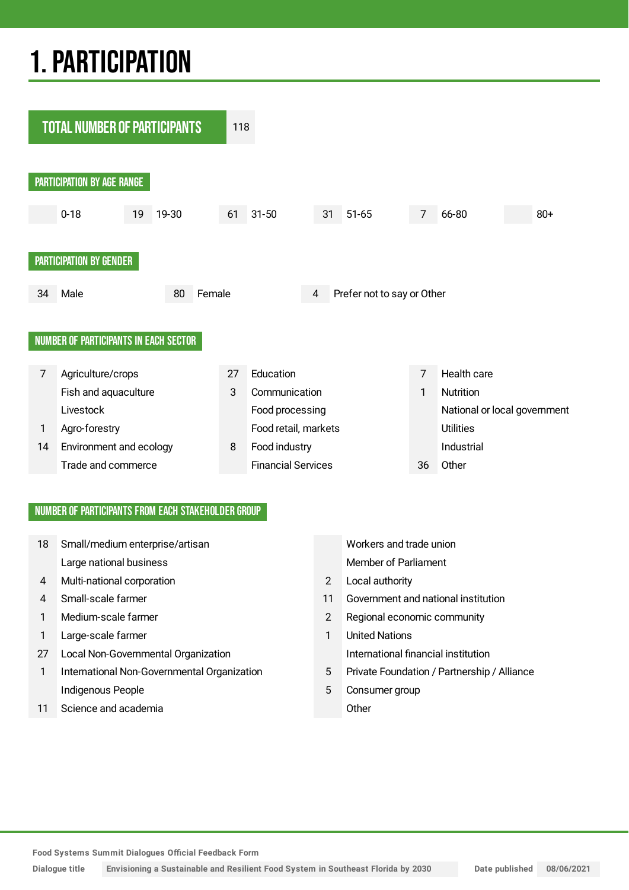# 1. PARTICIPATION

| TOTAL NUMBER OF PARTICIPANTS | 118 |
|---|---|

## PARTICIPATION BY AGE RANGE

| | 0-18 | 19 | 19-30 | 61 | 31-50 | 31 | 51-65 | 7 | 66-80 | | 80+ |
|---|---|---|---|---|---|---|---|---|---|---|---|

## PARTICIPATION BY GENDER

| 34 | Male | 80 | Female | 4 | Prefer not to say or Other |
|---|---|---|---|---|---|

## NUMBER OF PARTICIPANTS IN EACH SECTOR

| | | | | | |
|---|---|---|---|---|---|
| 7 | Agriculture/crops | 27 | Education | 7 | Health care |
| | Fish and aquaculture | 3 | Communication | 1 | Nutrition |
| | Livestock | | Food processing | | National or local government |
| 1 | Agro-forestry | | Food retail, markets | | Utilities |
| 14 | Environment and ecology | 8 | Food industry | | Industrial |
| | Trade and commerce | | Financial Services | 36 | Other |

## NUMBER OF PARTICIPANTS FROM EACH STAKEHOLDER GROUP

| | | | |
|---|---|---|---|
| 18 | Small/medium enterprise/artisan | | Workers and trade union |
| | Large national business | | Member of Parliament |
| 4 | Multi-national corporation | 2 | Local authority |
| 4 | Small-scale farmer | 11 | Government and national institution |
| 1 | Medium-scale farmer | 2 | Regional economic community |
| 1 | Large-scale farmer | 1 | United Nations |
| 27 | Local Non-Governmental Organization | | International financial institution |
| 1 | International Non-Governmental Organization | 5 | Private Foundation / Partnership / Alliance |
| | Indigenous People | 5 | Consumer group |
| 11 | Science and academia | | Other |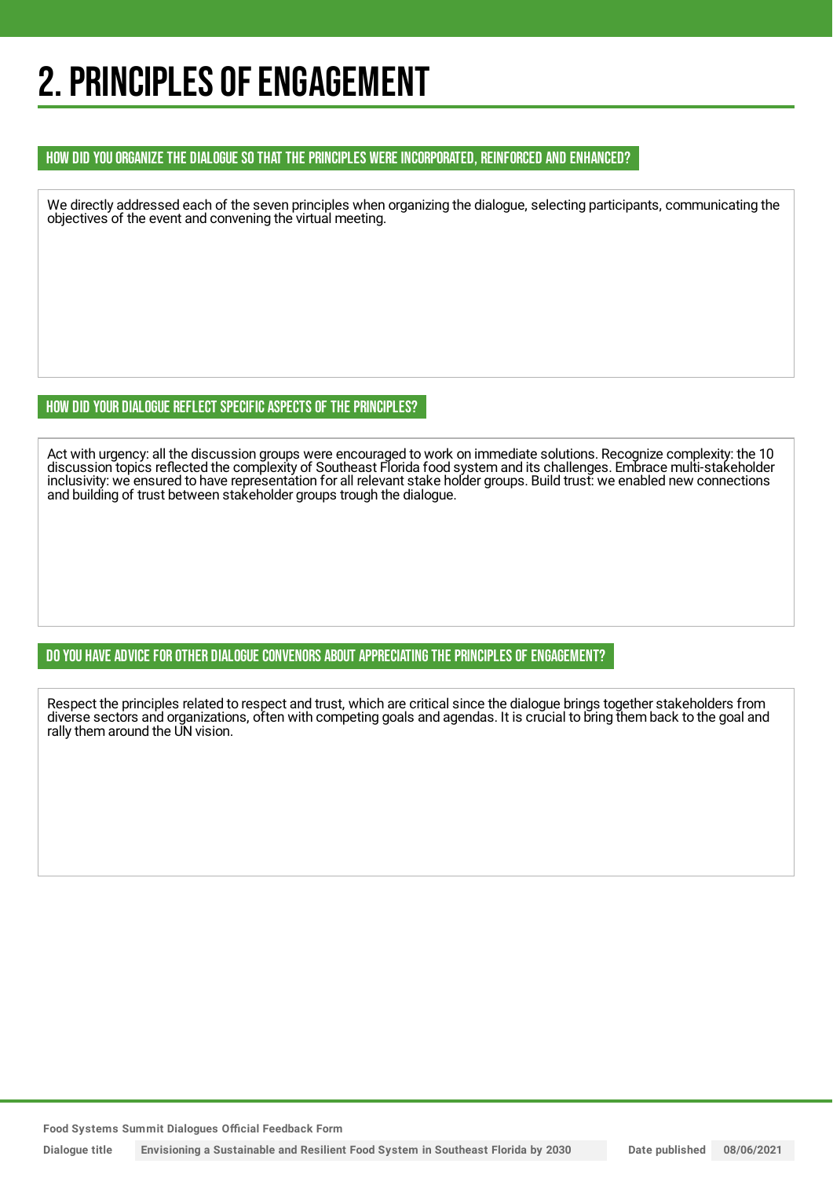# 2. PRINCIPLES OF ENGAGEMENT

### HOW DID YOU ORGANIZE THE DIALOGUE SO THAT THE PRINCIPLES WERE INCORPORATED, REINFORCED AND ENHANCED?

We directly addressed each of the seven principles when organizing the dialogue, selecting participants, communicating the objectives of the event and convening the virtual meeting.

### HOW DID YOUR DIALOGUE REFLECT SPECIFIC ASPECTS OF THE PRINCIPLES?

Act with urgency: all the discussion groups were encouraged to work on immediate solutions. Recognize complexity: the 10 discussion topics reflected the complexity of Southeast Florida food system and its challenges. Embrace multi-stakeholder inclusivity: we ensured to have representation for all relevant stake holder groups. Build trust: we enabled new connections and building of trust between stakeholder groups trough the dialogue.

### DO YOU HAVE ADVICE FOR OTHER DIALOGUE CONVENORS ABOUT APPRECIATING THE PRINCIPLES OF ENGAGEMENT?

Respect the principles related to respect and trust, which are critical since the dialogue brings together stakeholders from diverse sectors and organizations, often with competing goals and agendas. It is crucial to bring them back to the goal and rally them around the UN vision.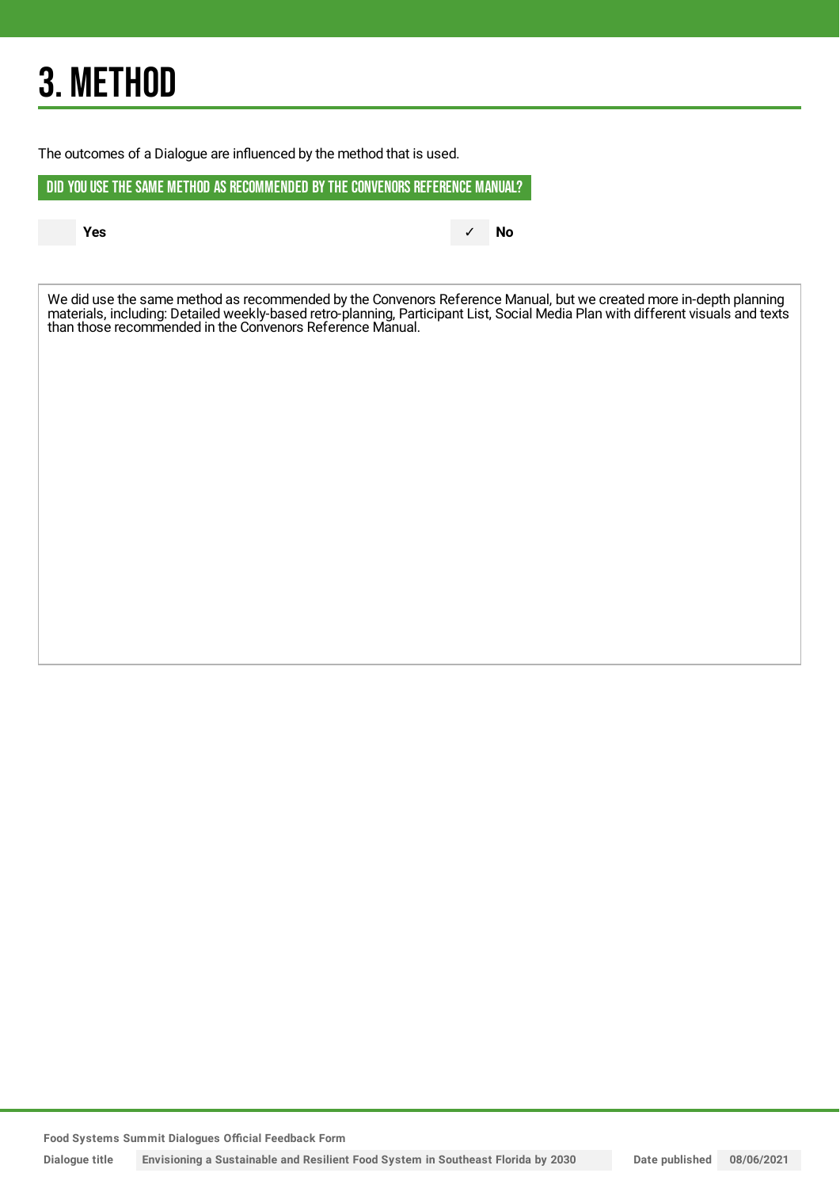# 3. METHOD

The outcomes of a Dialogue are influenced by the method that is used.

## DID YOU USE THE SAME METHOD AS RECOMMENDED BY THE CONVENORS REFERENCE MANUAL?

- [ ] Yes
- [x] No

We did use the same method as recommended by the Convenors Reference Manual, but we created more in-depth planning materials, including: Detailed weekly-based retro-planning, Participant List, Social Media Plan with different visuals and texts than those recommended in the Convenors Reference Manual.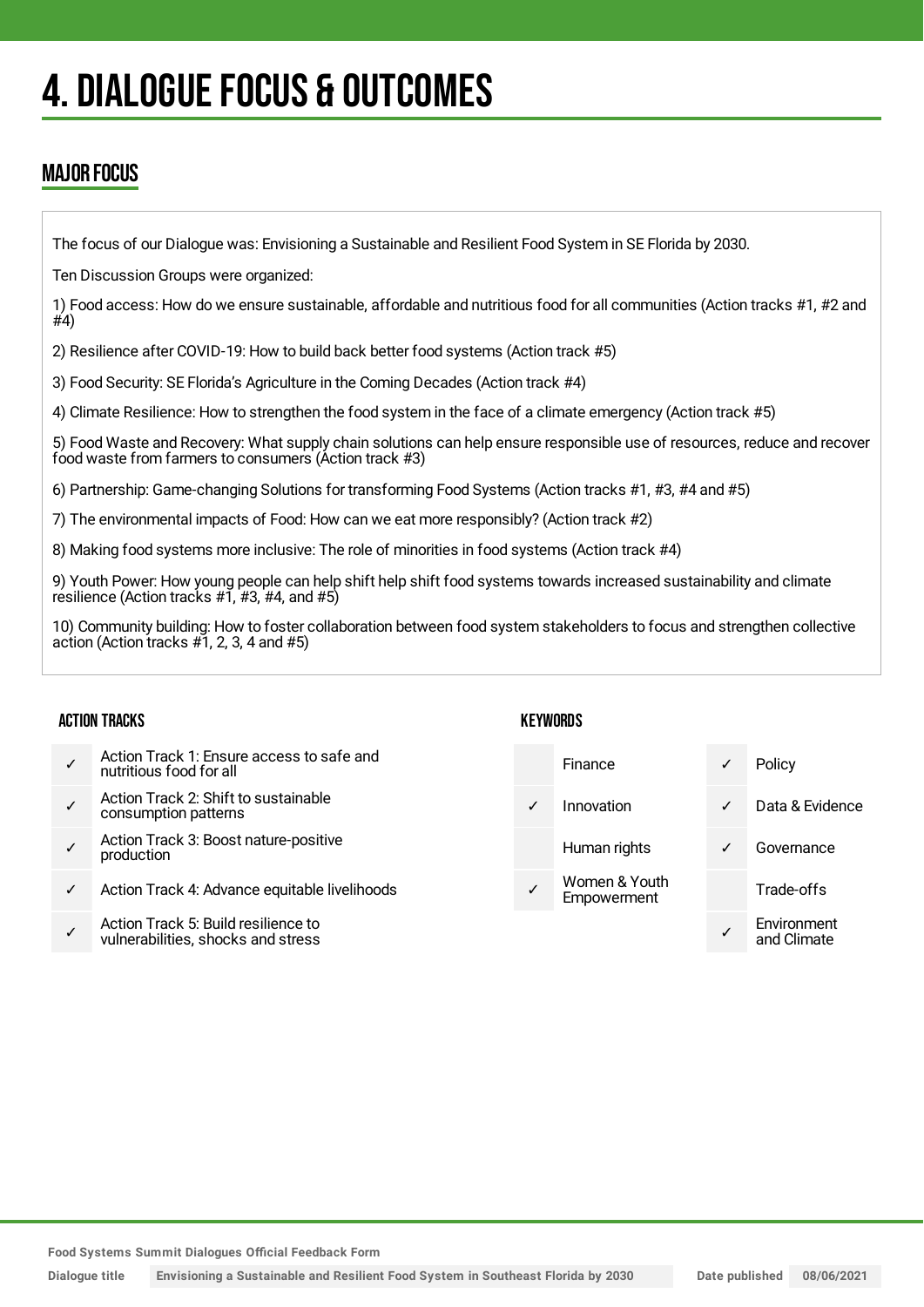# 4. DIALOGUE FOCUS & OUTCOMES

## MAJOR FOCUS

The focus of our Dialogue was: Envisioning a Sustainable and Resilient Food System in SE Florida by 2030.

Ten Discussion Groups were organized:

1) Food access: How do we ensure sustainable, affordable and nutritious food for all communities (Action tracks #1, #2 and #4)

2) Resilience after COVID-19: How to build back better food systems (Action track #5)

3) Food Security: SE Florida's Agriculture in the Coming Decades (Action track #4)

4) Climate Resilience: How to strengthen the food system in the face of a climate emergency (Action track #5)

5) Food Waste and Recovery: What supply chain solutions can help ensure responsible use of resources, reduce and recover food waste from farmers to consumers (Action track #3)

6) Partnership: Game-changing Solutions for transforming Food Systems (Action tracks #1, #3, #4 and #5)

7) The environmental impacts of Food: How can we eat more responsibly? (Action track #2)

8) Making food systems more inclusive: The role of minorities in food systems (Action track #4)

9) Youth Power: How young people can help shift help shift food systems towards increased sustainability and climate resilience (Action tracks #1, #3, #4, and #5)

10) Community building: How to foster collaboration between food system stakeholders to focus and strengthen collective action (Action tracks #1, 2, 3, 4 and #5)

### ACTION TRACKS

| | |
|---|---|
| ✓ | Action Track 1: Ensure access to safe and nutritious food for all |
| ✓ | Action Track 2: Shift to sustainable consumption patterns |
| ✓ | Action Track 3: Boost nature-positive production |
| ✓ | Action Track 4: Advance equitable livelihoods |
| ✓ | Action Track 5: Build resilience to vulnerabilities, shocks and stress |

### KEYWORDS

| | | | |
|---|---|---|---|
| | Finance | ✓ | Policy |
| ✓ | Innovation | ✓ | Data & Evidence |
| | Human rights | ✓ | Governance |
| ✓ | Women & Youth Empowerment | | Trade-offs |
| | | ✓ | Environment and Climate |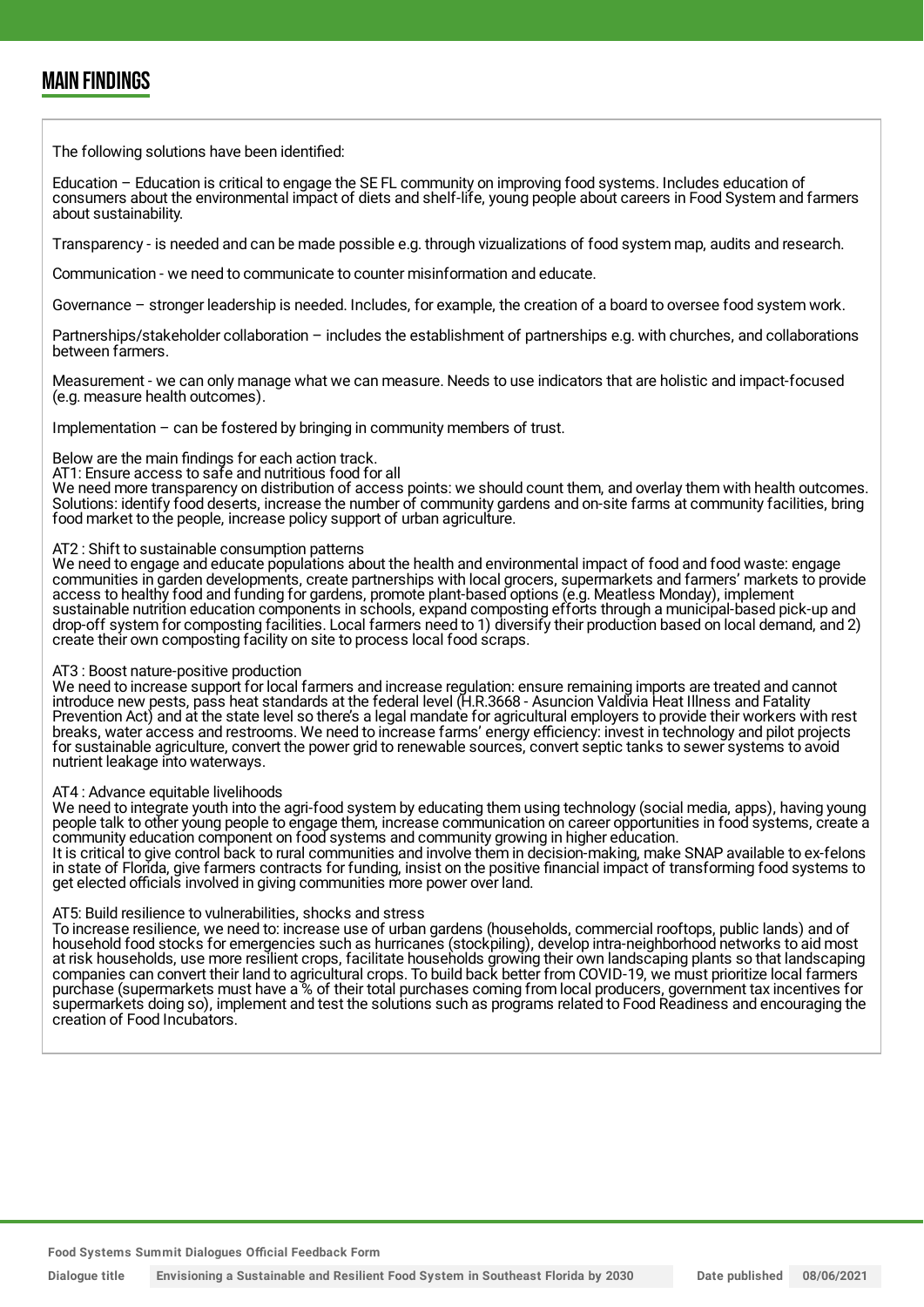## MAIN FINDINGS

The following solutions have been identified:

Education – Education is critical to engage the SE FL community on improving food systems. Includes education of consumers about the environmental impact of diets and shelf-life, young people about careers in Food System and farmers about sustainability.

Transparency - is needed and can be made possible e.g. through vizualizations of food system map, audits and research.

Communication - we need to communicate to counter misinformation and educate.

Governance – stronger leadership is needed. Includes, for example, the creation of a board to oversee food system work.

Partnerships/stakeholder collaboration – includes the establishment of partnerships e.g. with churches, and collaborations between farmers.

Measurement - we can only manage what we can measure. Needs to use indicators that are holistic and impact-focused (e.g. measure health outcomes).

Implementation – can be fostered by bringing in community members of trust.

Below are the main findings for each action track.

AT1: Ensure access to safe and nutritious food for all

We need more transparency on distribution of access points: we should count them, and overlay them with health outcomes. Solutions: identify food deserts, increase the number of community gardens and on-site farms at community facilities, bring food market to the people, increase policy support of urban agriculture.

AT2 : Shift to sustainable consumption patterns

We need to engage and educate populations about the health and environmental impact of food and food waste: engage communities in garden developments, create partnerships with local grocers, supermarkets and farmers' markets to provide access to healthy food and funding for gardens, promote plant-based options (e.g. Meatless Monday), implement sustainable nutrition education components in schools, expand composting efforts through a municipal-based pick-up and drop-off system for composting facilities. Local farmers need to 1) diversify their production based on local demand, and 2) create their own composting facility on site to process local food scraps.

AT3 : Boost nature-positive production

We need to increase support for local farmers and increase regulation: ensure remaining imports are treated and cannot introduce new pests, pass heat standards at the federal level (H.R.3668 - Asuncion Valdivia Heat Illness and Fatality Prevention Act) and at the state level so there's a legal mandate for agricultural employers to provide their workers with rest breaks, water access and restrooms. We need to increase farms' energy efficiency: invest in technology and pilot projects for sustainable agriculture, convert the power grid to renewable sources, convert septic tanks to sewer systems to avoid nutrient leakage into waterways.

AT4 : Advance equitable livelihoods

We need to integrate youth into the agri-food system by educating them using technology (social media, apps), having young people talk to other young people to engage them, increase communication on career opportunities in food systems, create a community education component on food systems and community growing in higher education.

It is critical to give control back to rural communities and involve them in decision-making, make SNAP available to ex-felons in state of Florida, give farmers contracts for funding, insist on the positive financial impact of transforming food systems to get elected officials involved in giving communities more power over land.

AT5: Build resilience to vulnerabilities, shocks and stress

To increase resilience, we need to: increase use of urban gardens (households, commercial rooftops, public lands) and of household food stocks for emergencies such as hurricanes (stockpiling), develop intra-neighborhood networks to aid most at risk households, use more resilient crops, facilitate households growing their own landscaping plants so that landscaping companies can convert their land to agricultural crops. To build back better from COVID-19, we must prioritize local farmers purchase (supermarkets must have a % of their total purchases coming from local producers, government tax incentives for supermarkets doing so), implement and test the solutions such as programs related to Food Readiness and encouraging the creation of Food Incubators.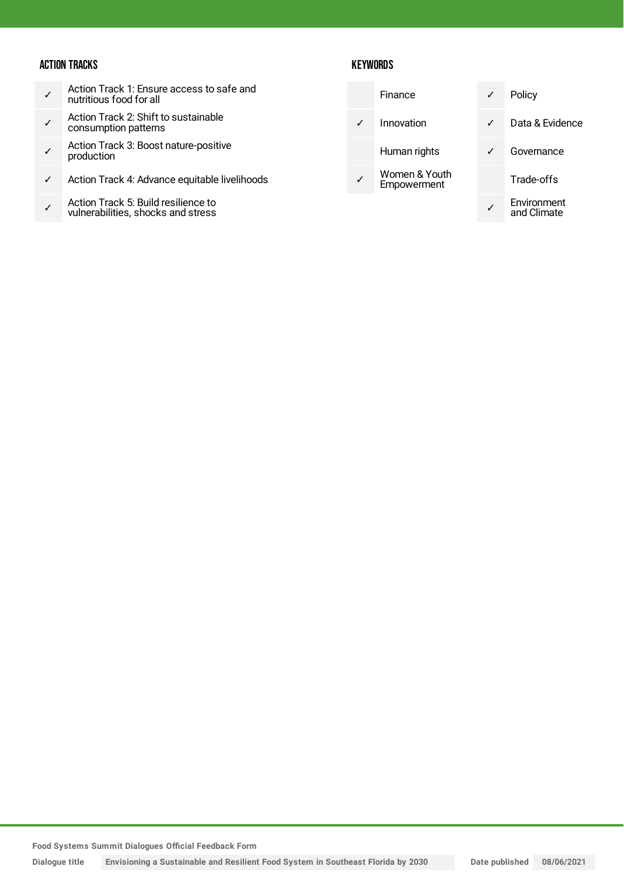### ACTION TRACKS

| | |
|---|---|
| ✓ | Action Track 1: Ensure access to safe and nutritious food for all |
| ✓ | Action Track 2: Shift to sustainable consumption patterns |
| ✓ | Action Track 3: Boost nature-positive production |
| ✓ | Action Track 4: Advance equitable livelihoods |
| ✓ | Action Track 5: Build resilience to vulnerabilities, shocks and stress |

### KEYWORDS

| | | | |
|---|---|---|---|
| | Finance | ✓ | Policy |
| ✓ | Innovation | ✓ | Data & Evidence |
| | Human rights | ✓ | Governance |
| ✓ | Women & Youth Empowerment | | Trade-offs |
| | | ✓ | Environment and Climate |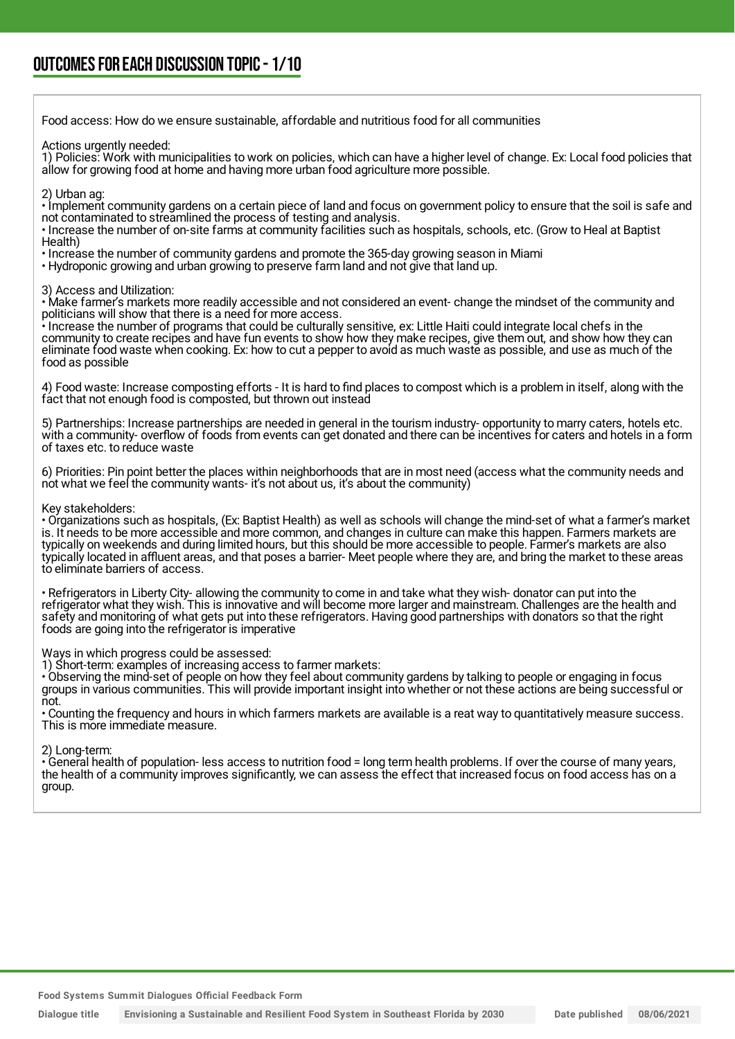## OUTCOMES FOR EACH DISCUSSION TOPIC - 1/10

Food access: How do we ensure sustainable, affordable and nutritious food for all communities

Actions urgently needed:
1) Policies: Work with municipalities to work on policies, which can have a higher level of change. Ex: Local food policies that allow for growing food at home and having more urban food agriculture more possible.

2) Urban ag:
• Implement community gardens on a certain piece of land and focus on government policy to ensure that the soil is safe and not contaminated to streamlined the process of testing and analysis.
• Increase the number of on-site farms at community facilities such as hospitals, schools, etc. (Grow to Heal at Baptist Health)
• Increase the number of community gardens and promote the 365-day growing season in Miami
• Hydroponic growing and urban growing to preserve farm land and not give that land up.

3) Access and Utilization:
• Make farmer's markets more readily accessible and not considered an event- change the mindset of the community and politicians will show that there is a need for more access.
• Increase the number of programs that could be culturally sensitive, ex: Little Haiti could integrate local chefs in the community to create recipes and have fun events to show how they make recipes, give them out, and show how they can eliminate food waste when cooking. Ex: how to cut a pepper to avoid as much waste as possible, and use as much of the food as possible

4) Food waste: Increase composting efforts - It is hard to find places to compost which is a problem in itself, along with the fact that not enough food is composted, but thrown out instead

5) Partnerships: Increase partnerships are needed in general in the tourism industry- opportunity to marry caters, hotels etc. with a community- overflow of foods from events can get donated and there can be incentives for caters and hotels in a form of taxes etc. to reduce waste

6) Priorities: Pin point better the places within neighborhoods that are in most need (access what the community needs and not what we feel the community wants- it's not about us, it's about the community)

Key stakeholders:
• Organizations such as hospitals, (Ex: Baptist Health) as well as schools will change the mind-set of what a farmer's market is. It needs to be more accessible and more common, and changes in culture can make this happen. Farmers markets are typically on weekends and during limited hours, but this should be more accessible to people. Farmer's markets are also typically located in affluent areas, and that poses a barrier- Meet people where they are, and bring the market to these areas to eliminate barriers of access.

• Refrigerators in Liberty City- allowing the community to come in and take what they wish- donator can put into the refrigerator what they wish. This is innovative and will become more larger and mainstream. Challenges are the health and safety and monitoring of what gets put into these refrigerators. Having good partnerships with donators so that the right foods are going into the refrigerator is imperative

Ways in which progress could be assessed:
1) Short-term: examples of increasing access to farmer markets:
• Observing the mind-set of people on how they feel about community gardens by talking to people or engaging in focus groups in various communities. This will provide important insight into whether or not these actions are being successful or not.
• Counting the frequency and hours in which farmers markets are available is a reat way to quantitatively measure success. This is more immediate measure.

2) Long-term:
• General health of population- less access to nutrition food = long term health problems. If over the course of many years, the health of a community improves significantly, we can assess the effect that increased focus on food access has on a group.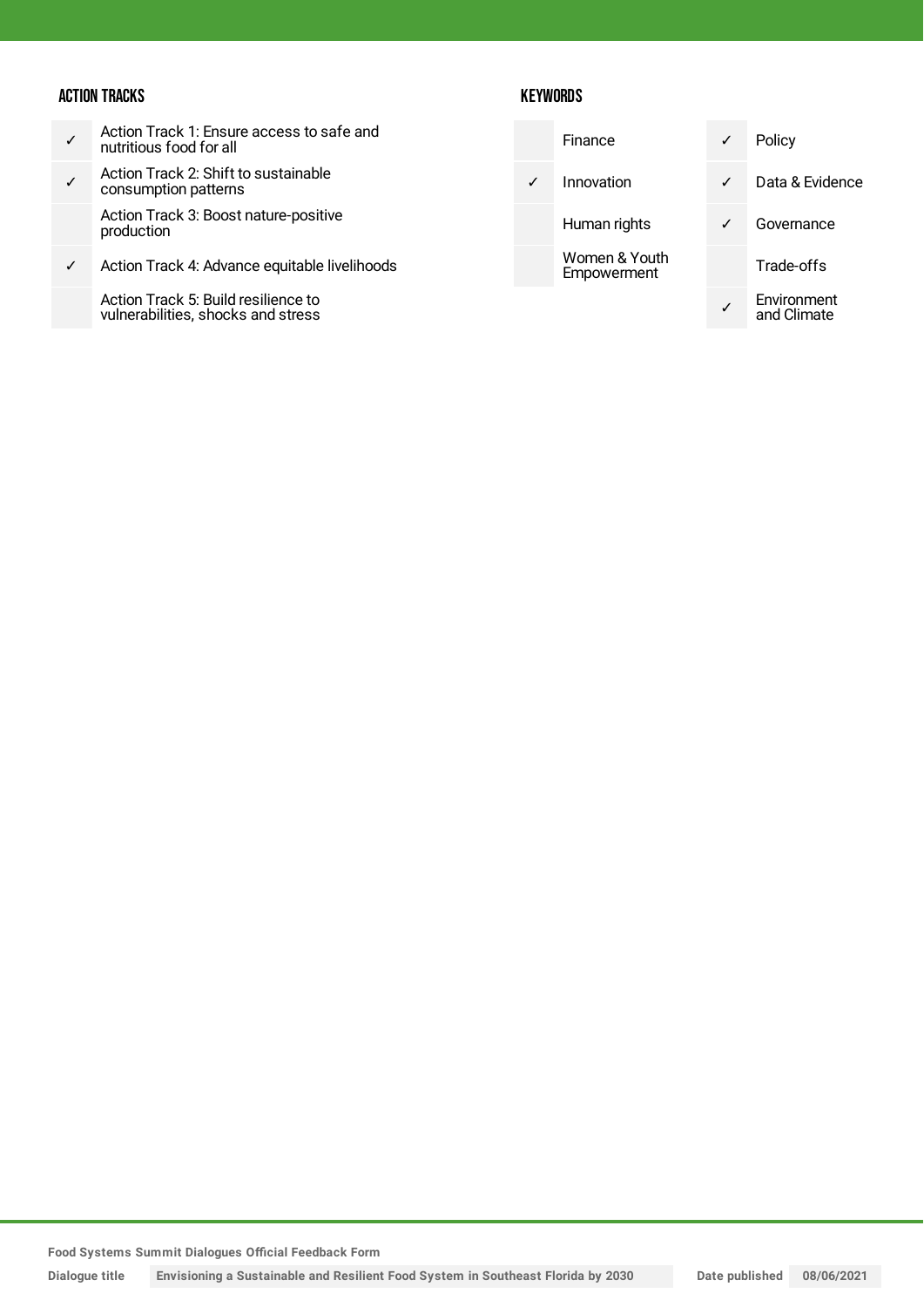## ACTION TRACKS

| | |
|---|---|
| ✓ | Action Track 1: Ensure access to safe and nutritious food for all |
| ✓ | Action Track 2: Shift to sustainable consumption patterns |
| | Action Track 3: Boost nature-positive production |
| ✓ | Action Track 4: Advance equitable livelihoods |
| | Action Track 5: Build resilience to vulnerabilities, shocks and stress |

## KEYWORDS

| | | | |
|---|---|---|---|
| | Finance | ✓ | Policy |
| ✓ | Innovation | ✓ | Data & Evidence |
| | Human rights | ✓ | Governance |
| | Women & Youth Empowerment | | Trade-offs |
| | | ✓ | Environment and Climate |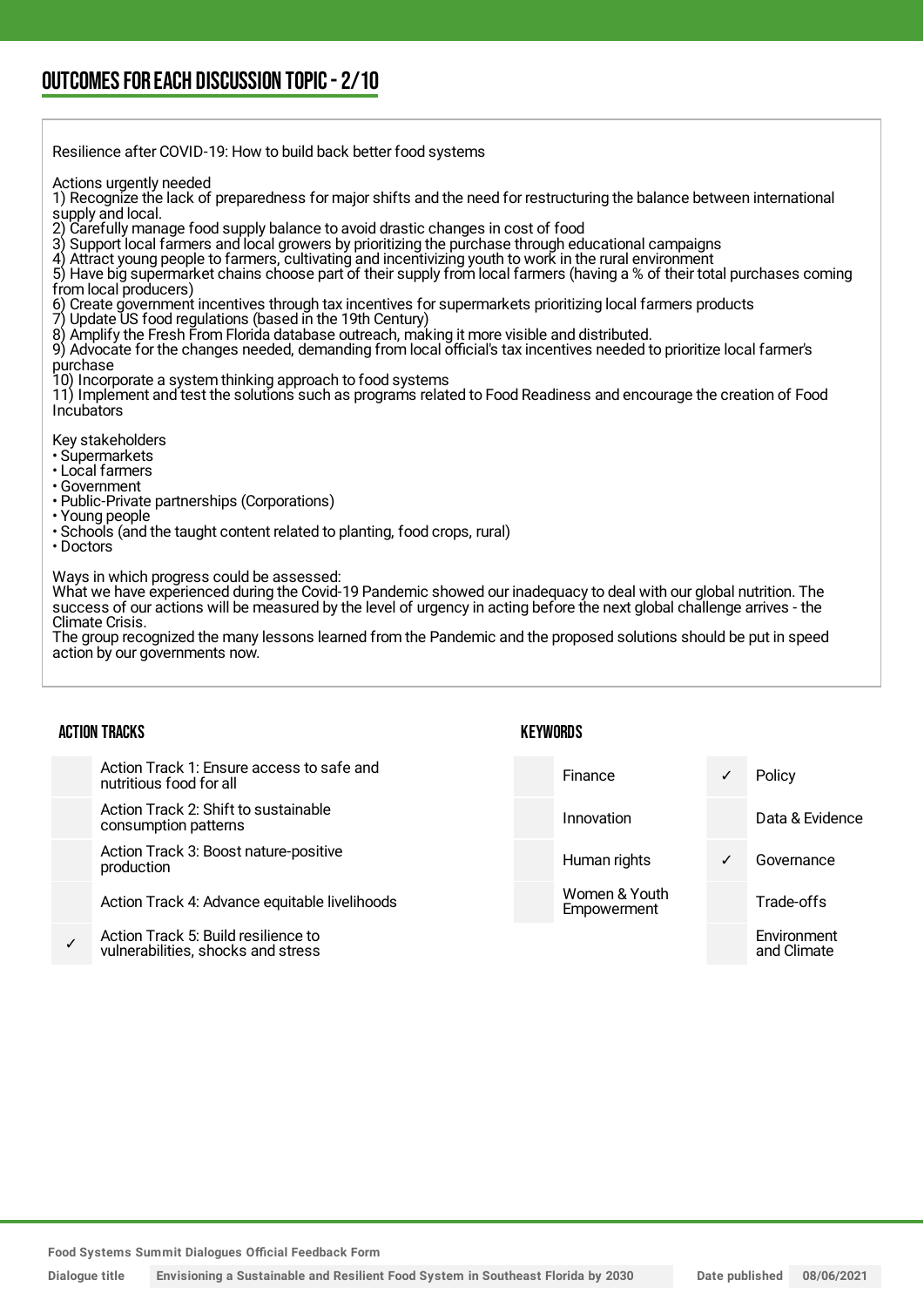## OUTCOMES FOR EACH DISCUSSION TOPIC - 2/10

Resilience after COVID-19: How to build back better food systems

Actions urgently needed
1) Recognize the lack of preparedness for major shifts and the need for restructuring the balance between international supply and local.
2) Carefully manage food supply balance to avoid drastic changes in cost of food
3) Support local farmers and local growers by prioritizing the purchase through educational campaigns
4) Attract young people to farmers, cultivating and incentivizing youth to work in the rural environment
5) Have big supermarket chains choose part of their supply from local farmers (having a % of their total purchases coming from local producers)
6) Create government incentives through tax incentives for supermarkets prioritizing local farmers products
7) Update US food regulations (based in the 19th Century)
8) Amplify the Fresh From Florida database outreach, making it more visible and distributed.
9) Advocate for the changes needed, demanding from local official's tax incentives needed to prioritize local farmer's purchase
10) Incorporate a system thinking approach to food systems
11) Implement and test the solutions such as programs related to Food Readiness and encourage the creation of Food Incubators

Key stakeholders
• Supermarkets
• Local farmers
• Government
• Public-Private partnerships (Corporations)
• Young people
• Schools (and the taught content related to planting, food crops, rural)
• Doctors

Ways in which progress could be assessed:
What we have experienced during the Covid-19 Pandemic showed our inadequacy to deal with our global nutrition. The success of our actions will be measured by the level of urgency in acting before the next global challenge arrives - the Climate Crisis.
The group recognized the many lessons learned from the Pandemic and the proposed solutions should be put in speed action by our governments now.

### ACTION TRACKS

| | |
|---|---|
| | Action Track 1: Ensure access to safe and nutritious food for all |
| | Action Track 2: Shift to sustainable consumption patterns |
| | Action Track 3: Boost nature-positive production |
| | Action Track 4: Advance equitable livelihoods |
| ✓ | Action Track 5: Build resilience to vulnerabilities, shocks and stress |

### KEYWORDS

| | | | |
|---|---|---|---|
| | Finance | ✓ | Policy |
| | Innovation | | Data & Evidence |
| | Human rights | ✓ | Governance |
| | Women & Youth Empowerment | | Trade-offs |
| | | | Environment and Climate |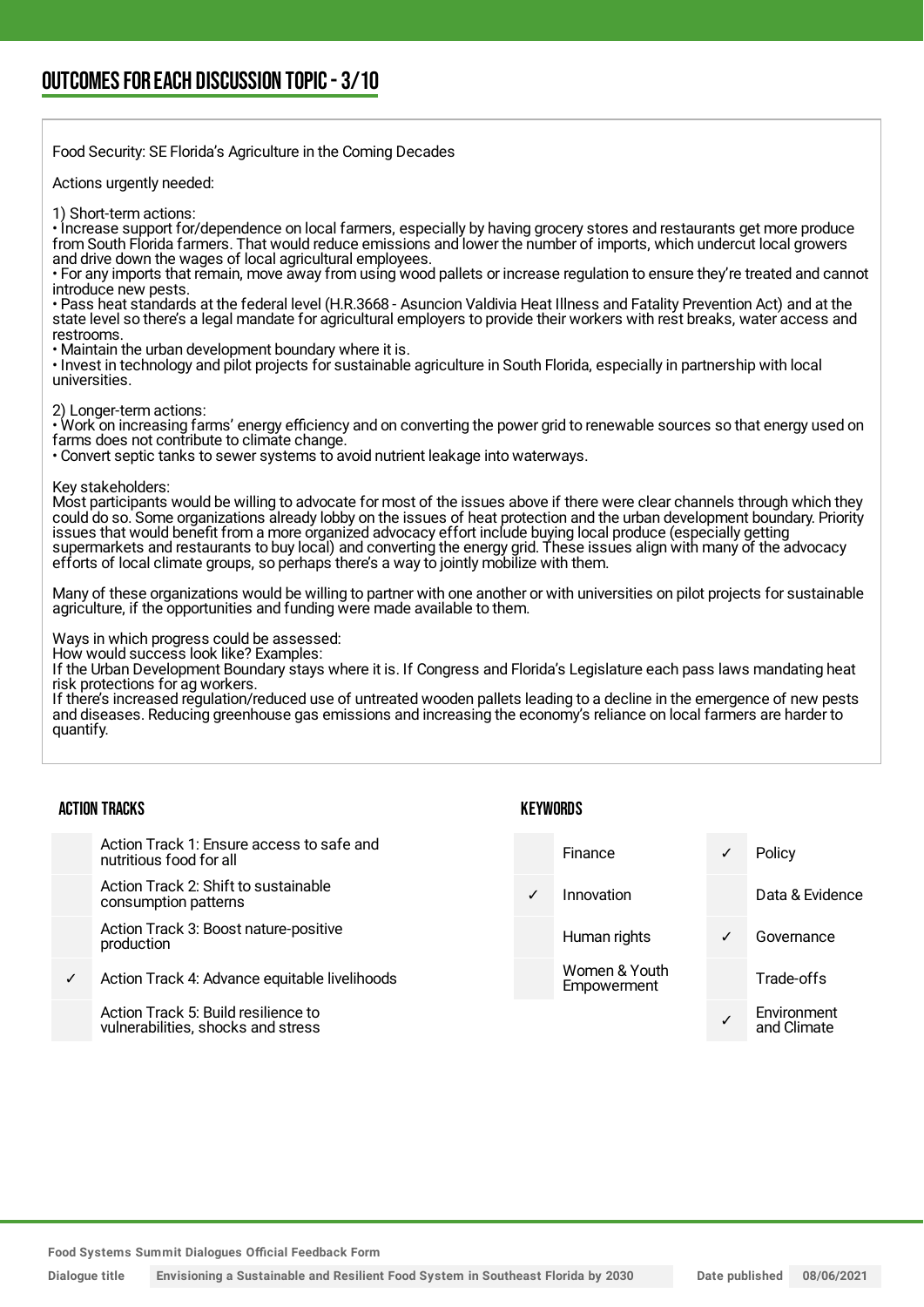## OUTCOMES FOR EACH DISCUSSION TOPIC - 3/10

Food Security: SE Florida's Agriculture in the Coming Decades

Actions urgently needed:

1) Short-term actions:
• Increase support for/dependence on local farmers, especially by having grocery stores and restaurants get more produce from South Florida farmers. That would reduce emissions and lower the number of imports, which undercut local growers and drive down the wages of local agricultural employees.
• For any imports that remain, move away from using wood pallets or increase regulation to ensure they're treated and cannot introduce new pests.
• Pass heat standards at the federal level (H.R.3668 - Asuncion Valdivia Heat Illness and Fatality Prevention Act) and at the state level so there's a legal mandate for agricultural employers to provide their workers with rest breaks, water access and restrooms.
• Maintain the urban development boundary where it is.
• Invest in technology and pilot projects for sustainable agriculture in South Florida, especially in partnership with local universities.

2) Longer-term actions:
• Work on increasing farms' energy efficiency and on converting the power grid to renewable sources so that energy used on farms does not contribute to climate change.
• Convert septic tanks to sewer systems to avoid nutrient leakage into waterways.

Key stakeholders:
Most participants would be willing to advocate for most of the issues above if there were clear channels through which they could do so. Some organizations already lobby on the issues of heat protection and the urban development boundary. Priority issues that would benefit from a more organized advocacy effort include buying local produce (especially getting supermarkets and restaurants to buy local) and converting the energy grid. These issues align with many of the advocacy efforts of local climate groups, so perhaps there's a way to jointly mobilize with them.

Many of these organizations would be willing to partner with one another or with universities on pilot projects for sustainable agriculture, if the opportunities and funding were made available to them.

Ways in which progress could be assessed:
How would success look like? Examples:
If the Urban Development Boundary stays where it is. If Congress and Florida's Legislature each pass laws mandating heat risk protections for ag workers.
If there's increased regulation/reduced use of untreated wooden pallets leading to a decline in the emergence of new pests and diseases. Reducing greenhouse gas emissions and increasing the economy's reliance on local farmers are harder to quantify.

### ACTION TRACKS

| | |
|---|---|
| | Action Track 1: Ensure access to safe and nutritious food for all |
| | Action Track 2: Shift to sustainable consumption patterns |
| | Action Track 3: Boost nature-positive production |
| ✓ | Action Track 4: Advance equitable livelihoods |
| | Action Track 5: Build resilience to vulnerabilities, shocks and stress |

### KEYWORDS

| | | | |
|---|---|---|---|
| | Finance | ✓ | Policy |
| ✓ | Innovation | | Data & Evidence |
| | Human rights | ✓ | Governance |
| | Women & Youth Empowerment | | Trade-offs |
| | | ✓ | Environment and Climate |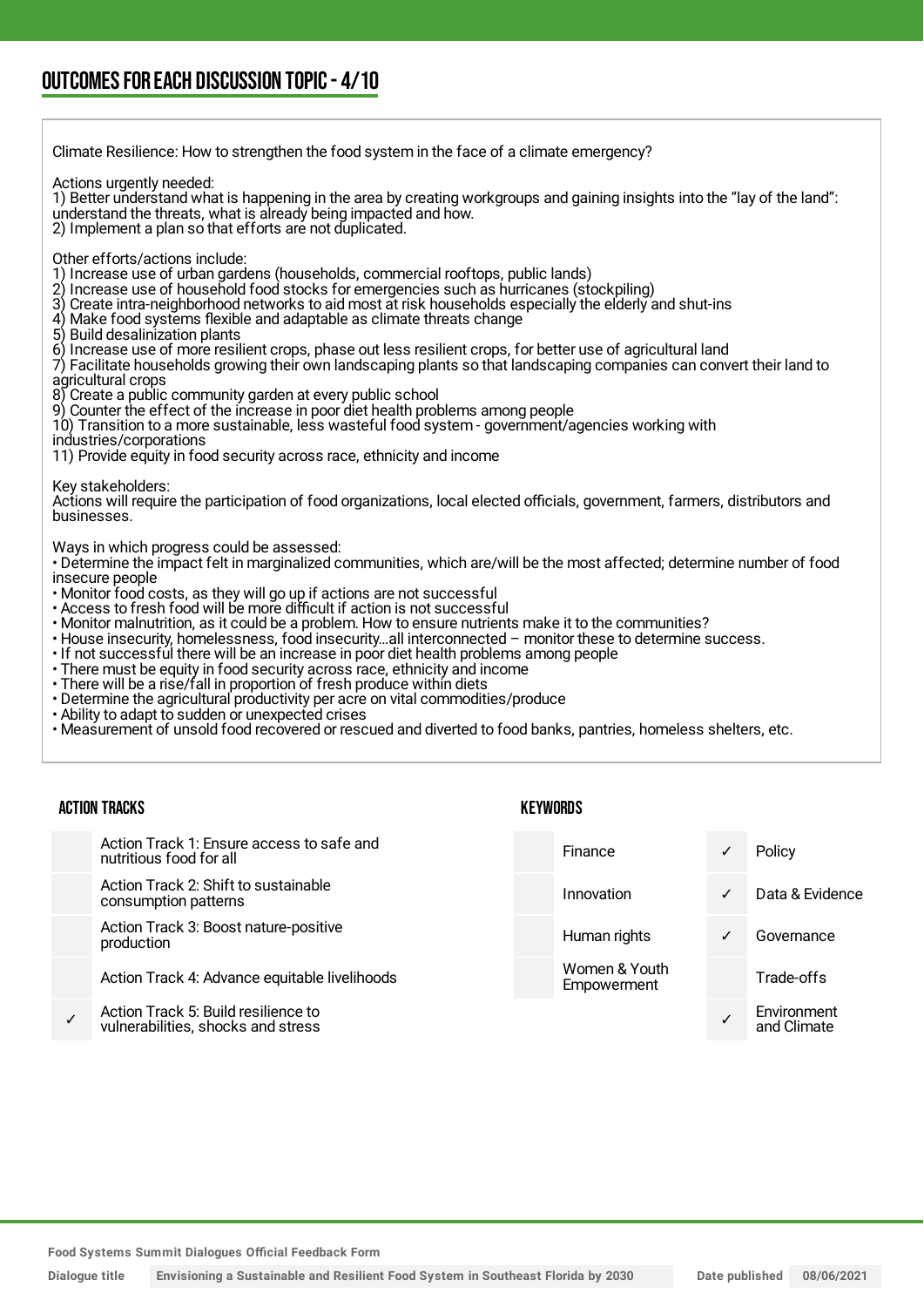## OUTCOMES FOR EACH DISCUSSION TOPIC - 4/10

Climate Resilience: How to strengthen the food system in the face of a climate emergency?

Actions urgently needed:
1) Better understand what is happening in the area by creating workgroups and gaining insights into the "lay of the land": understand the threats, what is already being impacted and how.
2) Implement a plan so that efforts are not duplicated.

Other efforts/actions include:
1) Increase use of urban gardens (households, commercial rooftops, public lands)
2) Increase use of household food stocks for emergencies such as hurricanes (stockpiling)
3) Create intra-neighborhood networks to aid most at risk households especially the elderly and shut-ins
4) Make food systems flexible and adaptable as climate threats change
5) Build desalinization plants
6) Increase use of more resilient crops, phase out less resilient crops, for better use of agricultural land
7) Facilitate households growing their own landscaping plants so that landscaping companies can convert their land to agricultural crops
8) Create a public community garden at every public school
9) Counter the effect of the increase in poor diet health problems among people
10) Transition to a more sustainable, less wasteful food system - government/agencies working with industries/corporations
11) Provide equity in food security across race, ethnicity and income

Key stakeholders:
Actions will require the participation of food organizations, local elected officials, government, farmers, distributors and businesses.

Ways in which progress could be assessed:
- Determine the impact felt in marginalized communities, which are/will be the most affected; determine number of food insecure people
- Monitor food costs, as they will go up if actions are not successful
- Access to fresh food will be more difficult if action is not successful
- Monitor malnutrition, as it could be a problem. How to ensure nutrients make it to the communities?
- House insecurity, homelessness, food insecurity...all interconnected – monitor these to determine success.
- If not successful there will be an increase in poor diet health problems among people
- There must be equity in food security across race, ethnicity and income
- There will be a rise/fall in proportion of fresh produce within diets
- Determine the agricultural productivity per acre on vital commodities/produce
- Ability to adapt to sudden or unexpected crises
- Measurement of unsold food recovered or rescued and diverted to food banks, pantries, homeless shelters, etc.

### ACTION TRACKS

| | |
|---|---|
| | Action Track 1: Ensure access to safe and nutritious food for all |
| | Action Track 2: Shift to sustainable consumption patterns |
| | Action Track 3: Boost nature-positive production |
| | Action Track 4: Advance equitable livelihoods |
| ✓ | Action Track 5: Build resilience to vulnerabilities, shocks and stress |

### KEYWORDS

| | | | |
|---|---|---|---|
| | Finance | ✓ | Policy |
| | Innovation | ✓ | Data & Evidence |
| | Human rights | ✓ | Governance |
| | Women & Youth Empowerment | | Trade-offs |
| | | ✓ | Environment and Climate |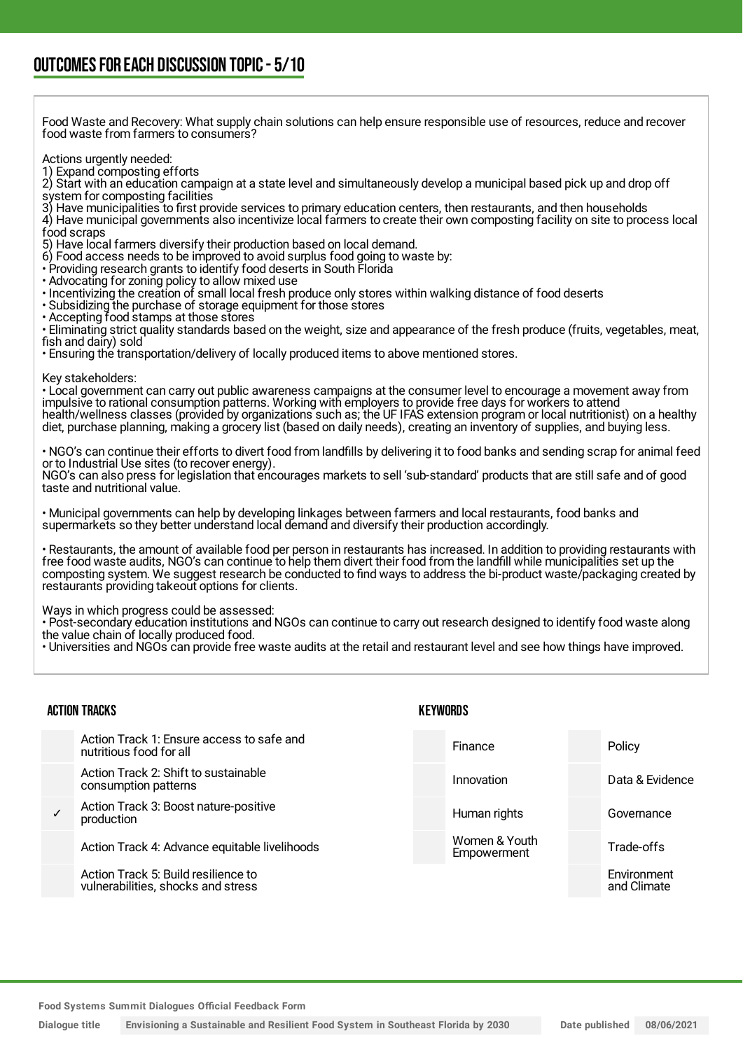## OUTCOMES FOR EACH DISCUSSION TOPIC - 5/10

Food Waste and Recovery: What supply chain solutions can help ensure responsible use of resources, reduce and recover food waste from farmers to consumers?

Actions urgently needed:
1) Expand composting efforts
2) Start with an education campaign at a state level and simultaneously develop a municipal based pick up and drop off system for composting facilities
3) Have municipalities to first provide services to primary education centers, then restaurants, and then households
4) Have municipal governments also incentivize local farmers to create their own composting facility on site to process local food scraps
5) Have local farmers diversify their production based on local demand.
6) Food access needs to be improved to avoid surplus food going to waste by:
• Providing research grants to identify food deserts in South Florida
• Advocating for zoning policy to allow mixed use
• Incentivizing the creation of small local fresh produce only stores within walking distance of food deserts
• Subsidizing the purchase of storage equipment for those stores
• Accepting food stamps at those stores
• Eliminating strict quality standards based on the weight, size and appearance of the fresh produce (fruits, vegetables, meat, fish and dairy) sold
• Ensuring the transportation/delivery of locally produced items to above mentioned stores.

Key stakeholders:
• Local government can carry out public awareness campaigns at the consumer level to encourage a movement away from impulsive to rational consumption patterns. Working with employers to provide free days for workers to attend health/wellness classes (provided by organizations such as; the UF IFAS extension program or local nutritionist) on a healthy diet, purchase planning, making a grocery list (based on daily needs), creating an inventory of supplies, and buying less.

• NGO's can continue their efforts to divert food from landfills by delivering it to food banks and sending scrap for animal feed or to Industrial Use sites (to recover energy).
NGO's can also press for legislation that encourages markets to sell 'sub-standard' products that are still safe and of good taste and nutritional value.

• Municipal governments can help by developing linkages between farmers and local restaurants, food banks and supermarkets so they better understand local demand and diversify their production accordingly.

• Restaurants, the amount of available food per person in restaurants has increased. In addition to providing restaurants with free food waste audits, NGO's can continue to help them divert their food from the landfill while municipalities set up the composting system. We suggest research be conducted to find ways to address the bi-product waste/packaging created by restaurants providing takeout options for clients.

Ways in which progress could be assessed:
• Post-secondary education institutions and NGOs can continue to carry out research designed to identify food waste along the value chain of locally produced food.
• Universities and NGOs can provide free waste audits at the retail and restaurant level and see how things have improved.

### ACTION TRACKS

| | |
|---|---|
| | Action Track 1: Ensure access to safe and nutritious food for all |
| | Action Track 2: Shift to sustainable consumption patterns |
| ✓ | Action Track 3: Boost nature-positive production |
| | Action Track 4: Advance equitable livelihoods |
| | Action Track 5: Build resilience to vulnerabilities, shocks and stress |

### KEYWORDS

| | | | |
|---|---|---|---|
| | Finance | | Policy |
| | Innovation | | Data & Evidence |
| | Human rights | | Governance |
| | Women & Youth Empowerment | | Trade-offs |
| | | | Environment and Climate |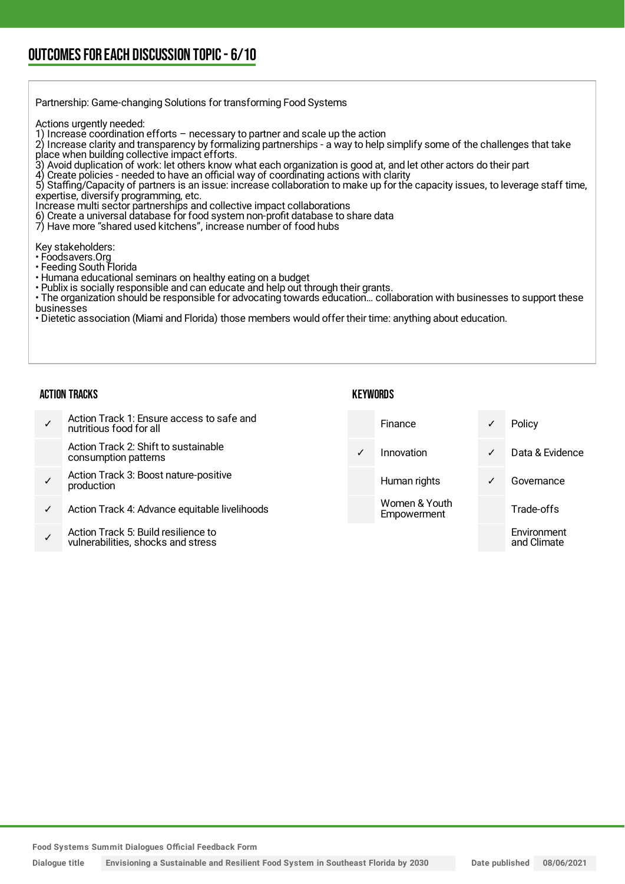## OUTCOMES FOR EACH DISCUSSION TOPIC - 6/10

Partnership: Game-changing Solutions for transforming Food Systems

Actions urgently needed:
1) Increase coordination efforts – necessary to partner and scale up the action
2) Increase clarity and transparency by formalizing partnerships - a way to help simplify some of the challenges that take place when building collective impact efforts.
3) Avoid duplication of work: let others know what each organization is good at, and let other actors do their part
4) Create policies - needed to have an official way of coordinating actions with clarity
5) Staffing/Capacity of partners is an issue: increase collaboration to make up for the capacity issues, to leverage staff time, expertise, diversify programming, etc.
Increase multi sector partnerships and collective impact collaborations
6) Create a universal database for food system non-profit database to share data
7) Have more "shared used kitchens", increase number of food hubs

Key stakeholders:
• Foodsavers.Org
• Feeding South Florida
• Humana educational seminars on healthy eating on a budget
• Publix is socially responsible and can educate and help out through their grants.
• The organization should be responsible for advocating towards education… collaboration with businesses to support these businesses
• Dietetic association (Miami and Florida) those members would offer their time: anything about education.

### ACTION TRACKS

| | |
|---|---|
| ✓ | Action Track 1: Ensure access to safe and nutritious food for all |
| | Action Track 2: Shift to sustainable consumption patterns |
| ✓ | Action Track 3: Boost nature-positive production |
| ✓ | Action Track 4: Advance equitable livelihoods |
| ✓ | Action Track 5: Build resilience to vulnerabilities, shocks and stress |

### KEYWORDS

| | | | |
|---|---|---|---|
| | Finance | ✓ | Policy |
| ✓ | Innovation | ✓ | Data & Evidence |
| | Human rights | ✓ | Governance |
| | Women & Youth Empowerment | | Trade-offs |
| | | | Environment and Climate |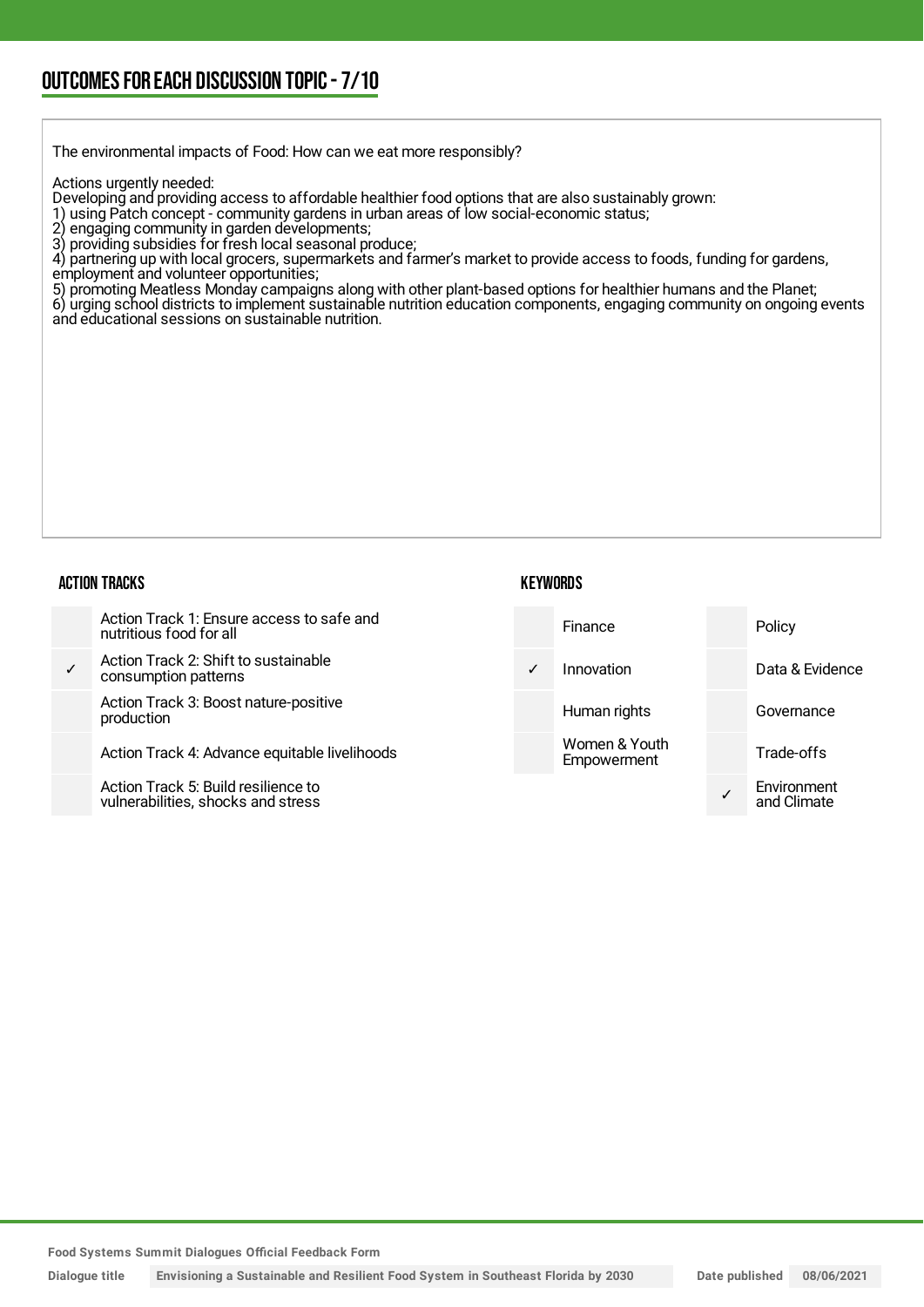## OUTCOMES FOR EACH DISCUSSION TOPIC - 7/10

The environmental impacts of Food: How can we eat more responsibly?

Actions urgently needed:
Developing and providing access to affordable healthier food options that are also sustainably grown:
1) using Patch concept - community gardens in urban areas of low social-economic status;
2) engaging community in garden developments;
3) providing subsidies for fresh local seasonal produce;
4) partnering up with local grocers, supermarkets and farmer's market to provide access to foods, funding for gardens, employment and volunteer opportunities;
5) promoting Meatless Monday campaigns along with other plant-based options for healthier humans and the Planet;
6) urging school districts to implement sustainable nutrition education components, engaging community on ongoing events and educational sessions on sustainable nutrition.

### ACTION TRACKS

| | |
|---|---|
| | Action Track 1: Ensure access to safe and nutritious food for all |
| ✓ | Action Track 2: Shift to sustainable consumption patterns |
| | Action Track 3: Boost nature-positive production |
| | Action Track 4: Advance equitable livelihoods |
| | Action Track 5: Build resilience to vulnerabilities, shocks and stress |

### KEYWORDS

| | | | |
|---|---|---|---|
| | Finance | | Policy |
| ✓ | Innovation | | Data & Evidence |
| | Human rights | | Governance |
| | Women & Youth Empowerment | | Trade-offs |
| | | ✓ | Environment and Climate |

Food Systems Summit Dialogues Official Feedback Form

| Dialogue title | Envisioning a Sustainable and Resilient Food System in Southeast Florida by 2030 | Date published | 08/06/2021 |
|---|---|---|---|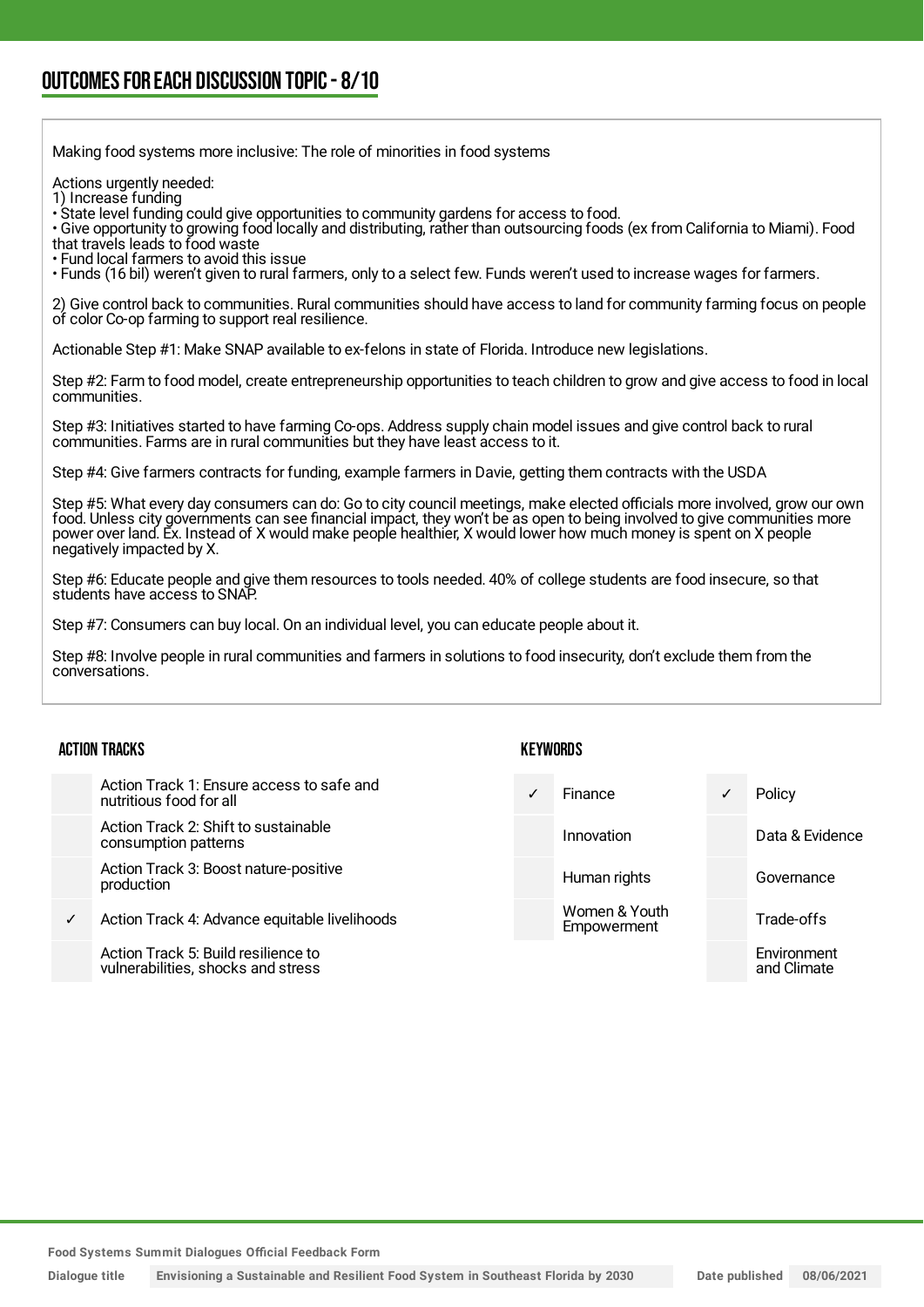## OUTCOMES FOR EACH DISCUSSION TOPIC - 8/10

Making food systems more inclusive: The role of minorities in food systems

Actions urgently needed:
1) Increase funding
• State level funding could give opportunities to community gardens for access to food.
• Give opportunity to growing food locally and distributing, rather than outsourcing foods (ex from California to Miami). Food that travels leads to food waste
• Fund local farmers to avoid this issue
• Funds (16 bil) weren't given to rural farmers, only to a select few. Funds weren't used to increase wages for farmers.

2) Give control back to communities. Rural communities should have access to land for community farming focus on people of color Co-op farming to support real resilience.

Actionable Step #1: Make SNAP available to ex-felons in state of Florida. Introduce new legislations.

Step #2: Farm to food model, create entrepreneurship opportunities to teach children to grow and give access to food in local communities.

Step #3: Initiatives started to have farming Co-ops. Address supply chain model issues and give control back to rural communities. Farms are in rural communities but they have least access to it.

Step #4: Give farmers contracts for funding, example farmers in Davie, getting them contracts with the USDA

Step #5: What every day consumers can do: Go to city council meetings, make elected officials more involved, grow our own food. Unless city governments can see financial impact, they won't be as open to being involved to give communities more power over land. Ex. Instead of X would make people healthier, X would lower how much money is spent on X people negatively impacted by X.

Step #6: Educate people and give them resources to tools needed. 40% of college students are food insecure, so that students have access to SNAP.

Step #7: Consumers can buy local. On an individual level, you can educate people about it.

Step #8: Involve people in rural communities and farmers in solutions to food insecurity, don't exclude them from the conversations.

### ACTION TRACKS

| | |
|---|---|
| | Action Track 1: Ensure access to safe and nutritious food for all |
| | Action Track 2: Shift to sustainable consumption patterns |
| | Action Track 3: Boost nature-positive production |
| ✓ | Action Track 4: Advance equitable livelihoods |
| | Action Track 5: Build resilience to vulnerabilities, shocks and stress |

### KEYWORDS

| | | | |
|---|---|---|---|
| ✓ | Finance | ✓ | Policy |
| | Innovation | | Data & Evidence |
| | Human rights | | Governance |
| | Women & Youth Empowerment | | Trade-offs |
| | | | Environment and Climate |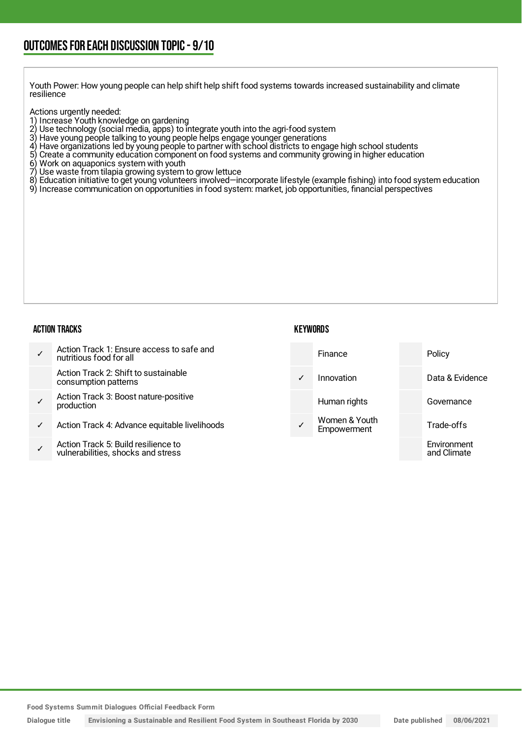## OUTCOMES FOR EACH DISCUSSION TOPIC - 9/10

Youth Power: How young people can help shift help shift food systems towards increased sustainability and climate resilience

Actions urgently needed:
1) Increase Youth knowledge on gardening
2) Use technology (social media, apps) to integrate youth into the agri-food system
3) Have young people talking to young people helps engage younger generations
4) Have organizations led by young people to partner with school districts to engage high school students
5) Create a community education component on food systems and community growing in higher education
6) Work on aquaponics system with youth
7) Use waste from tilapia growing system to grow lettuce
8) Education initiative to get young volunteers involved—incorporate lifestyle (example fishing) into food system education
9) Increase communication on opportunities in food system: market, job opportunities, financial perspectives

### ACTION TRACKS

| | |
|---|---|
| ✓ | Action Track 1: Ensure access to safe and nutritious food for all |
| | Action Track 2: Shift to sustainable consumption patterns |
| ✓ | Action Track 3: Boost nature-positive production |
| ✓ | Action Track 4: Advance equitable livelihoods |
| ✓ | Action Track 5: Build resilience to vulnerabilities, shocks and stress |

### KEYWORDS

| | | | |
|---|---|---|---|
| | Finance | | Policy |
| ✓ | Innovation | | Data & Evidence |
| | Human rights | | Governance |
| ✓ | Women & Youth Empowerment | | Trade-offs |
| | | | Environment and Climate |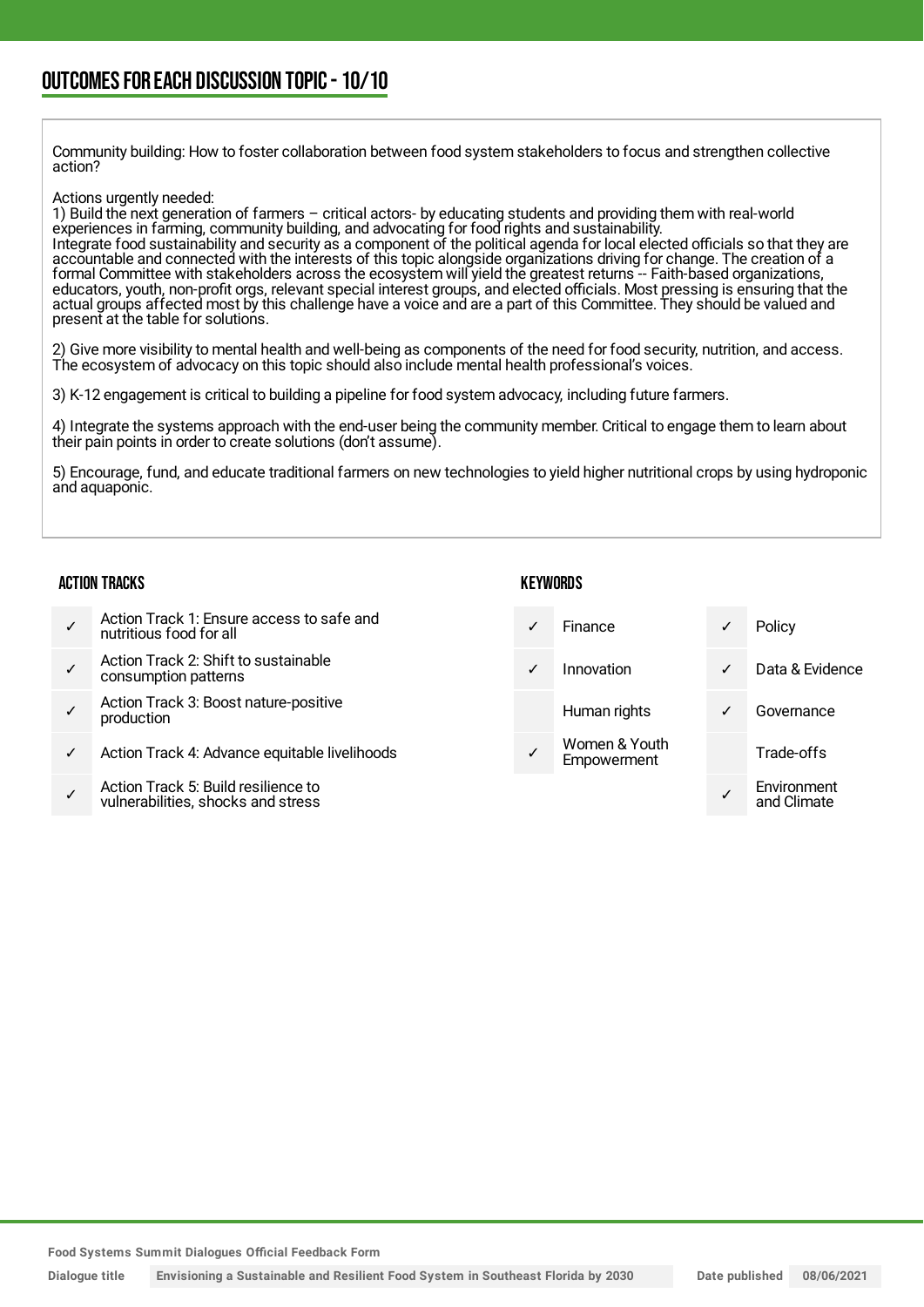## OUTCOMES FOR EACH DISCUSSION TOPIC - 10/10

Community building: How to foster collaboration between food system stakeholders to focus and strengthen collective action?

Actions urgently needed:
1) Build the next generation of farmers – critical actors- by educating students and providing them with real-world experiences in farming, community building, and advocating for food rights and sustainability.
Integrate food sustainability and security as a component of the political agenda for local elected officials so that they are accountable and connected with the interests of this topic alongside organizations driving for change. The creation of a formal Committee with stakeholders across the ecosystem will yield the greatest returns -- Faith-based organizations, educators, youth, non-profit orgs, relevant special interest groups, and elected officials. Most pressing is ensuring that the actual groups affected most by this challenge have a voice and are a part of this Committee. They should be valued and present at the table for solutions.

2) Give more visibility to mental health and well-being as components of the need for food security, nutrition, and access. The ecosystem of advocacy on this topic should also include mental health professional's voices.

3) K-12 engagement is critical to building a pipeline for food system advocacy, including future farmers.

4) Integrate the systems approach with the end-user being the community member. Critical to engage them to learn about their pain points in order to create solutions (don't assume).

5) Encourage, fund, and educate traditional farmers on new technologies to yield higher nutritional crops by using hydroponic and aquaponic.

### ACTION TRACKS

| | |
|---|---|
| ✓ | Action Track 1: Ensure access to safe and nutritious food for all |
| ✓ | Action Track 2: Shift to sustainable consumption patterns |
| ✓ | Action Track 3: Boost nature-positive production |
| ✓ | Action Track 4: Advance equitable livelihoods |
| ✓ | Action Track 5: Build resilience to vulnerabilities, shocks and stress |

### KEYWORDS

| | | | |
|---|---|---|---|
| ✓ | Finance | ✓ | Policy |
| ✓ | Innovation | ✓ | Data & Evidence |
| | Human rights | ✓ | Governance |
| ✓ | Women & Youth Empowerment | | Trade-offs |
| | | ✓ | Environment and Climate |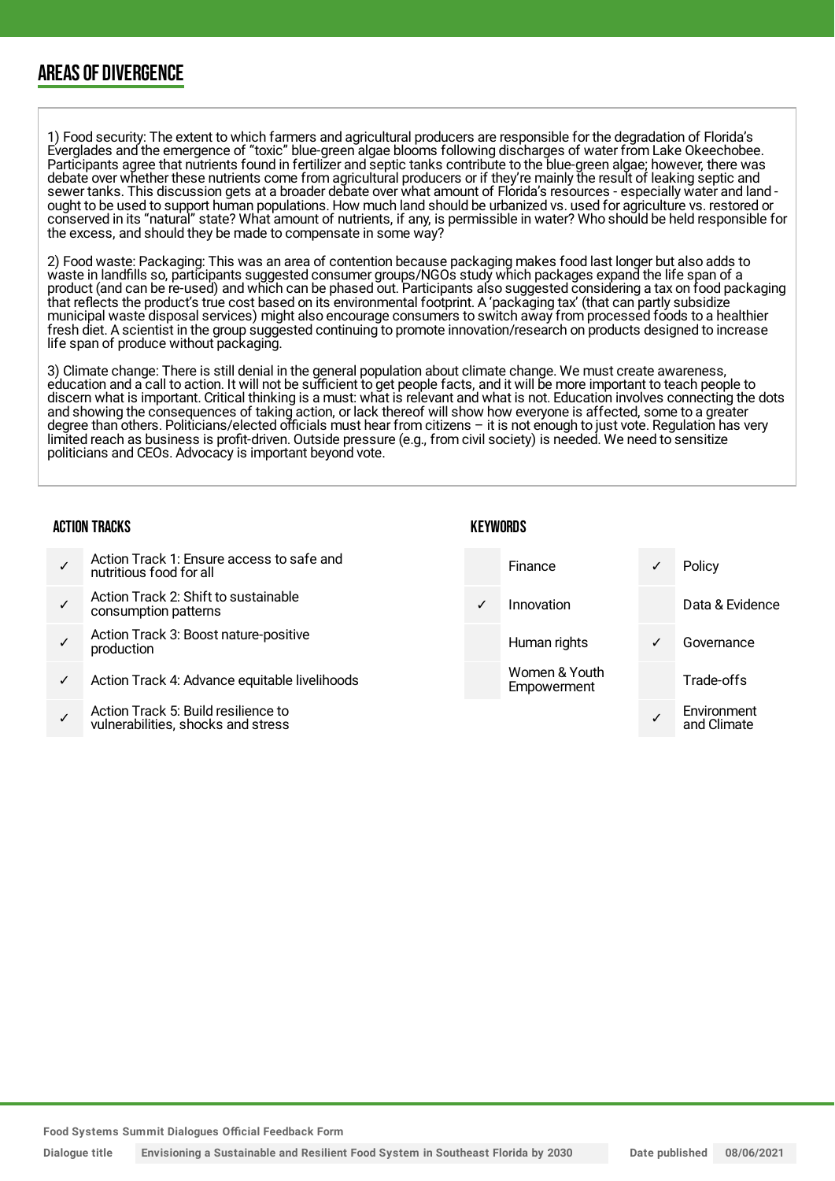## AREAS OF DIVERGENCE

1) Food security: The extent to which farmers and agricultural producers are responsible for the degradation of Florida's Everglades and the emergence of "toxic" blue-green algae blooms following discharges of water from Lake Okeechobee. Participants agree that nutrients found in fertilizer and septic tanks contribute to the blue-green algae; however, there was debate over whether these nutrients come from agricultural producers or if they're mainly the result of leaking septic and sewer tanks. This discussion gets at a broader debate over what amount of Florida's resources - especially water and land - ought to be used to support human populations. How much land should be urbanized vs. used for agriculture vs. restored or conserved in its "natural" state? What amount of nutrients, if any, is permissible in water? Who should be held responsible for the excess, and should they be made to compensate in some way?

2) Food waste: Packaging: This was an area of contention because packaging makes food last longer but also adds to waste in landfills so, participants suggested consumer groups/NGOs study which packages expand the life span of a product (and can be re-used) and which can be phased out. Participants also suggested considering a tax on food packaging that reflects the product's true cost based on its environmental footprint. A 'packaging tax' (that can partly subsidize municipal waste disposal services) might also encourage consumers to switch away from processed foods to a healthier fresh diet. A scientist in the group suggested continuing to promote innovation/research on products designed to increase life span of produce without packaging.

3) Climate change: There is still denial in the general population about climate change. We must create awareness, education and a call to action. It will not be sufficient to get people facts, and it will be more important to teach people to discern what is important. Critical thinking is a must: what is relevant and what is not. Education involves connecting the dots and showing the consequences of taking action, or lack thereof will show how everyone is affected, some to a greater degree than others. Politicians/elected officials must hear from citizens – it is not enough to just vote. Regulation has very limited reach as business is profit-driven. Outside pressure (e.g., from civil society) is needed. We need to sensitize politicians and CEOs. Advocacy is important beyond vote.

### ACTION TRACKS

| | |
|---|---|
| ✓ | Action Track 1: Ensure access to safe and nutritious food for all |
| ✓ | Action Track 2: Shift to sustainable consumption patterns |
| ✓ | Action Track 3: Boost nature-positive production |
| ✓ | Action Track 4: Advance equitable livelihoods |
| ✓ | Action Track 5: Build resilience to vulnerabilities, shocks and stress |

### KEYWORDS

| | | | |
|---|---|---|---|
| | Finance | ✓ | Policy |
| ✓ | Innovation | | Data & Evidence |
| | Human rights | ✓ | Governance |
| | Women & Youth Empowerment | | Trade-offs |
| | | ✓ | Environment and Climate |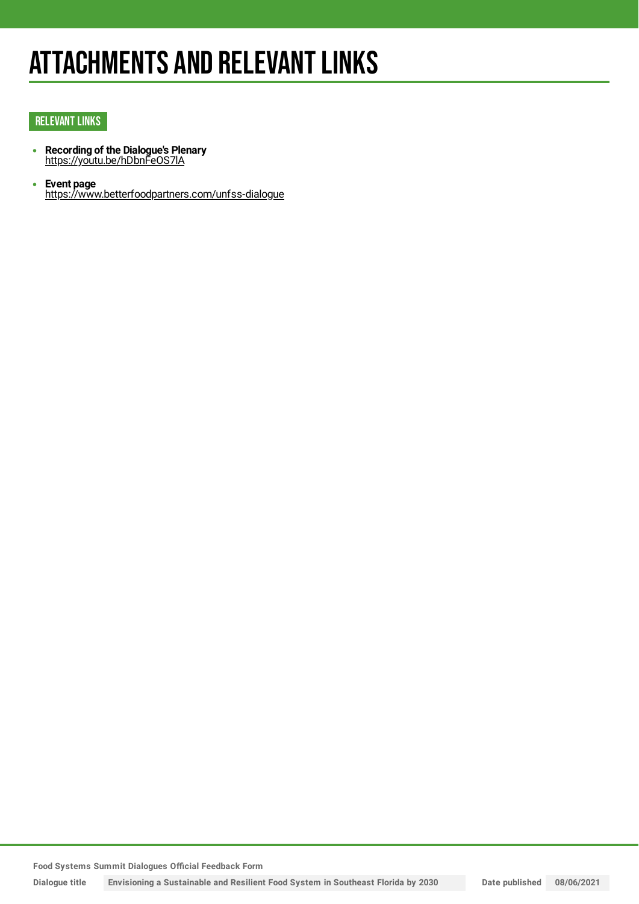# ATTACHMENTS AND RELEVANT LINKS

## RELEVANT LINKS

- **Recording of the Dialogue's Plenary**
  https://youtu.be/hDbnFeOS7lA

- **Event page**
  https://www.betterfoodpartners.com/unfss-dialogue